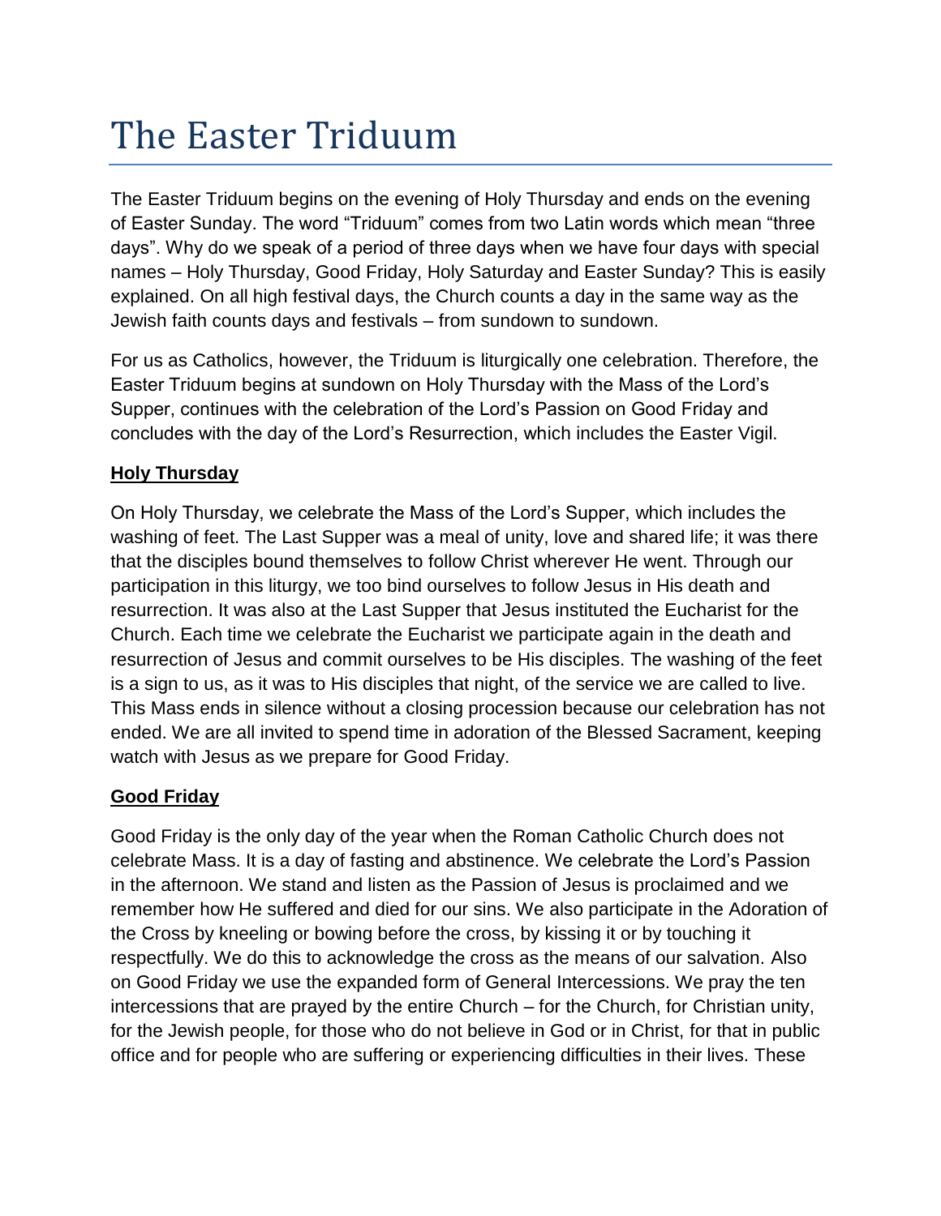# The Easter Triduum

The Easter Triduum begins on the evening of Holy Thursday and ends on the evening of Easter Sunday. The word "Triduum" comes from two Latin words which mean "three days". Why do we speak of a period of three days when we have four days with special names – Holy Thursday, Good Friday, Holy Saturday and Easter Sunday? This is easily explained. On all high festival days, the Church counts a day in the same way as the Jewish faith counts days and festivals – from sundown to sundown.

For us as Catholics, however, the Triduum is liturgically one celebration. Therefore, the Easter Triduum begins at sundown on Holy Thursday with the Mass of the Lord's Supper, continues with the celebration of the Lord's Passion on Good Friday and concludes with the day of the Lord's Resurrection, which includes the Easter Vigil.

**Holy Thursday**

On Holy Thursday, we celebrate the Mass of the Lord's Supper, which includes the washing of feet. The Last Supper was a meal of unity, love and shared life; it was there that the disciples bound themselves to follow Christ wherever He went. Through our participation in this liturgy, we too bind ourselves to follow Jesus in His death and resurrection. It was also at the Last Supper that Jesus instituted the Eucharist for the Church. Each time we celebrate the Eucharist we participate again in the death and resurrection of Jesus and commit ourselves to be His disciples. The washing of the feet is a sign to us, as it was to His disciples that night, of the service we are called to live. This Mass ends in silence without a closing procession because our celebration has not ended. We are all invited to spend time in adoration of the Blessed Sacrament, keeping watch with Jesus as we prepare for Good Friday.

**Good Friday**

Good Friday is the only day of the year when the Roman Catholic Church does not celebrate Mass. It is a day of fasting and abstinence. We celebrate the Lord's Passion in the afternoon. We stand and listen as the Passion of Jesus is proclaimed and we remember how He suffered and died for our sins. We also participate in the Adoration of the Cross by kneeling or bowing before the cross, by kissing it or by touching it respectfully. We do this to acknowledge the cross as the means of our salvation. Also on Good Friday we use the expanded form of General Intercessions. We pray the ten intercessions that are prayed by the entire Church – for the Church, for Christian unity, for the Jewish people, for those who do not believe in God or in Christ, for that in public office and for people who are suffering or experiencing difficulties in their lives. These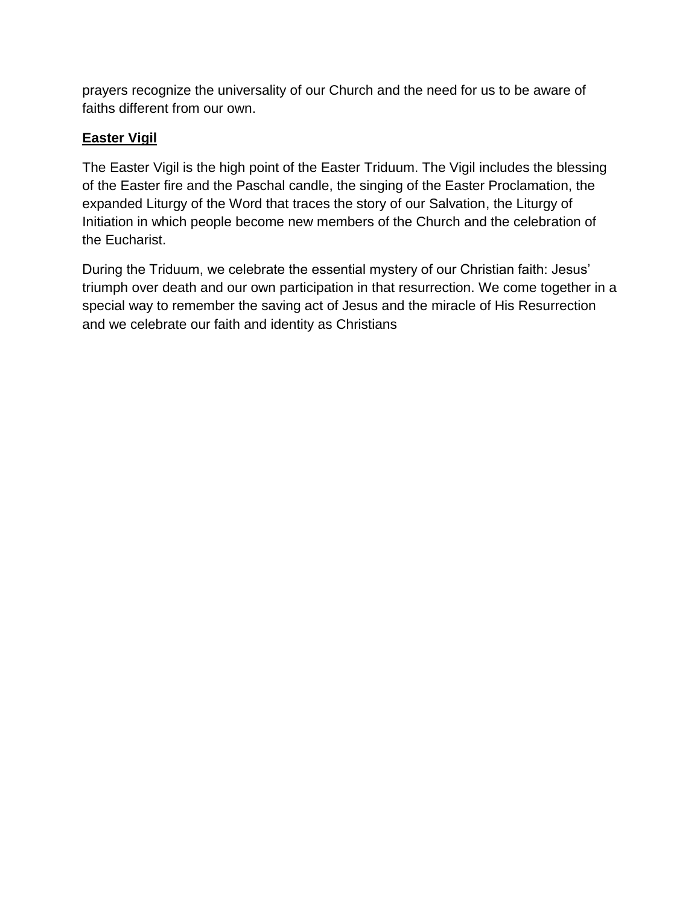prayers recognize the universality of our Church and the need for us to be aware of faiths different from our own.

**Easter Vigil**

The Easter Vigil is the high point of the Easter Triduum. The Vigil includes the blessing of the Easter fire and the Paschal candle, the singing of the Easter Proclamation, the expanded Liturgy of the Word that traces the story of our Salvation, the Liturgy of Initiation in which people become new members of the Church and the celebration of the Eucharist.

During the Triduum, we celebrate the essential mystery of our Christian faith: Jesus' triumph over death and our own participation in that resurrection. We come together in a special way to remember the saving act of Jesus and the miracle of His Resurrection and we celebrate our faith and identity as Christians